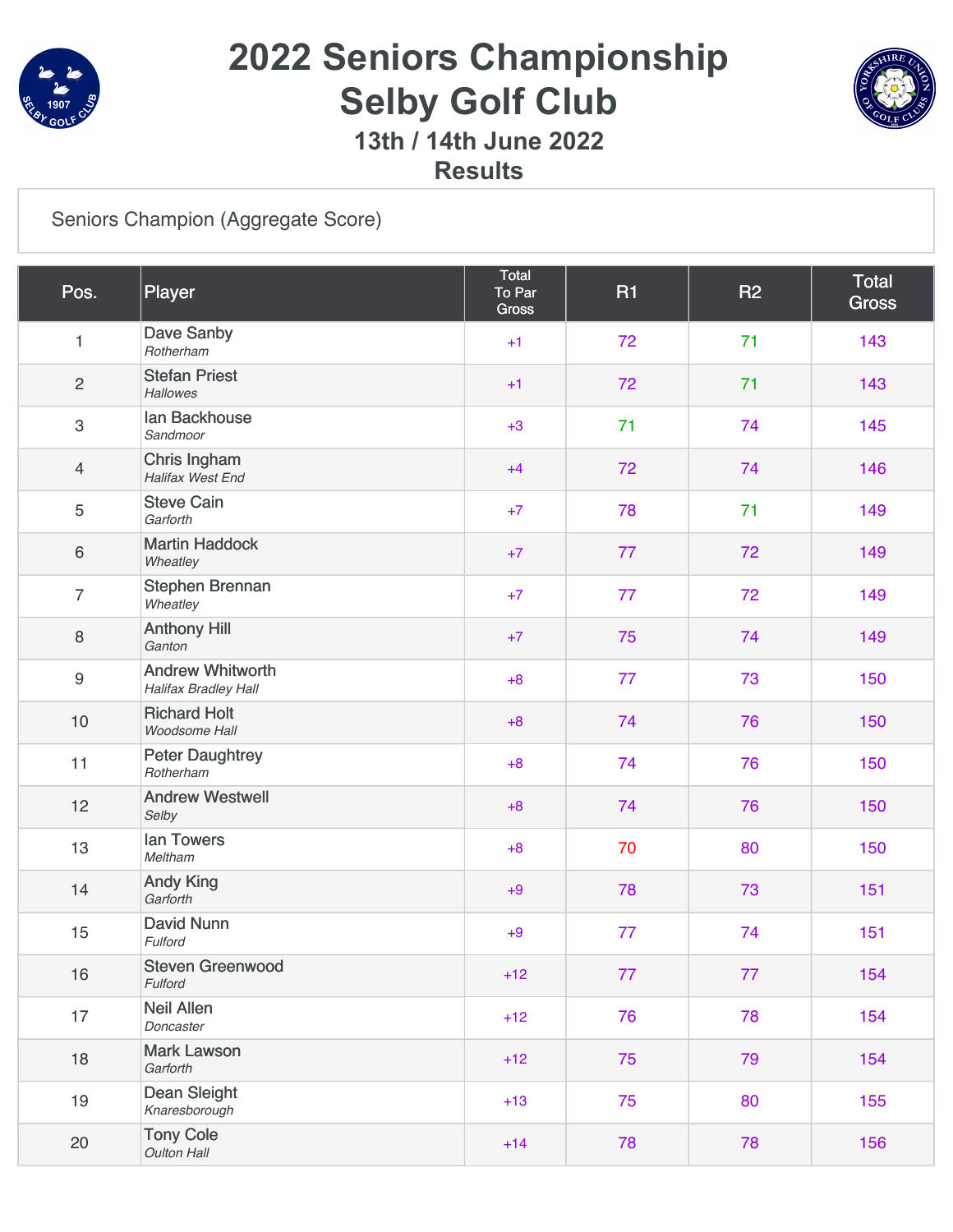# 2022 Seniors Championship
# Selby Golf Club
## 13th / 14th June 2022
## Results

Seniors Champion (Aggregate Score)

| Pos. | Player | Total To Par Gross | R1 | R2 | Total Gross |
|---|---|---|---|---|---|
| 1 | Dave Sanby *Rotherham* | +1 | 72 | 71 | 143 |
| 2 | Stefan Priest *Hallowes* | +1 | 72 | 71 | 143 |
| 3 | Ian Backhouse *Sandmoor* | +3 | 71 | 74 | 145 |
| 4 | Chris Ingham *Halifax West End* | +4 | 72 | 74 | 146 |
| 5 | Steve Cain *Garforth* | +7 | 78 | 71 | 149 |
| 6 | Martin Haddock *Wheatley* | +7 | 77 | 72 | 149 |
| 7 | Stephen Brennan *Wheatley* | +7 | 77 | 72 | 149 |
| 8 | Anthony Hill *Ganton* | +7 | 75 | 74 | 149 |
| 9 | Andrew Whitworth *Halifax Bradley Hall* | +8 | 77 | 73 | 150 |
| 10 | Richard Holt *Woodsome Hall* | +8 | 74 | 76 | 150 |
| 11 | Peter Daughtrey *Rotherham* | +8 | 74 | 76 | 150 |
| 12 | Andrew Westwell *Selby* | +8 | 74 | 76 | 150 |
| 13 | Ian Towers *Meltham* | +8 | 70 | 80 | 150 |
| 14 | Andy King *Garforth* | +9 | 78 | 73 | 151 |
| 15 | David Nunn *Fulford* | +9 | 77 | 74 | 151 |
| 16 | Steven Greenwood *Fulford* | +12 | 77 | 77 | 154 |
| 17 | Neil Allen *Doncaster* | +12 | 76 | 78 | 154 |
| 18 | Mark Lawson *Garforth* | +12 | 75 | 79 | 154 |
| 19 | Dean Sleight *Knaresborough* | +13 | 75 | 80 | 155 |
| 20 | Tony Cole *Oulton Hall* | +14 | 78 | 78 | 156 |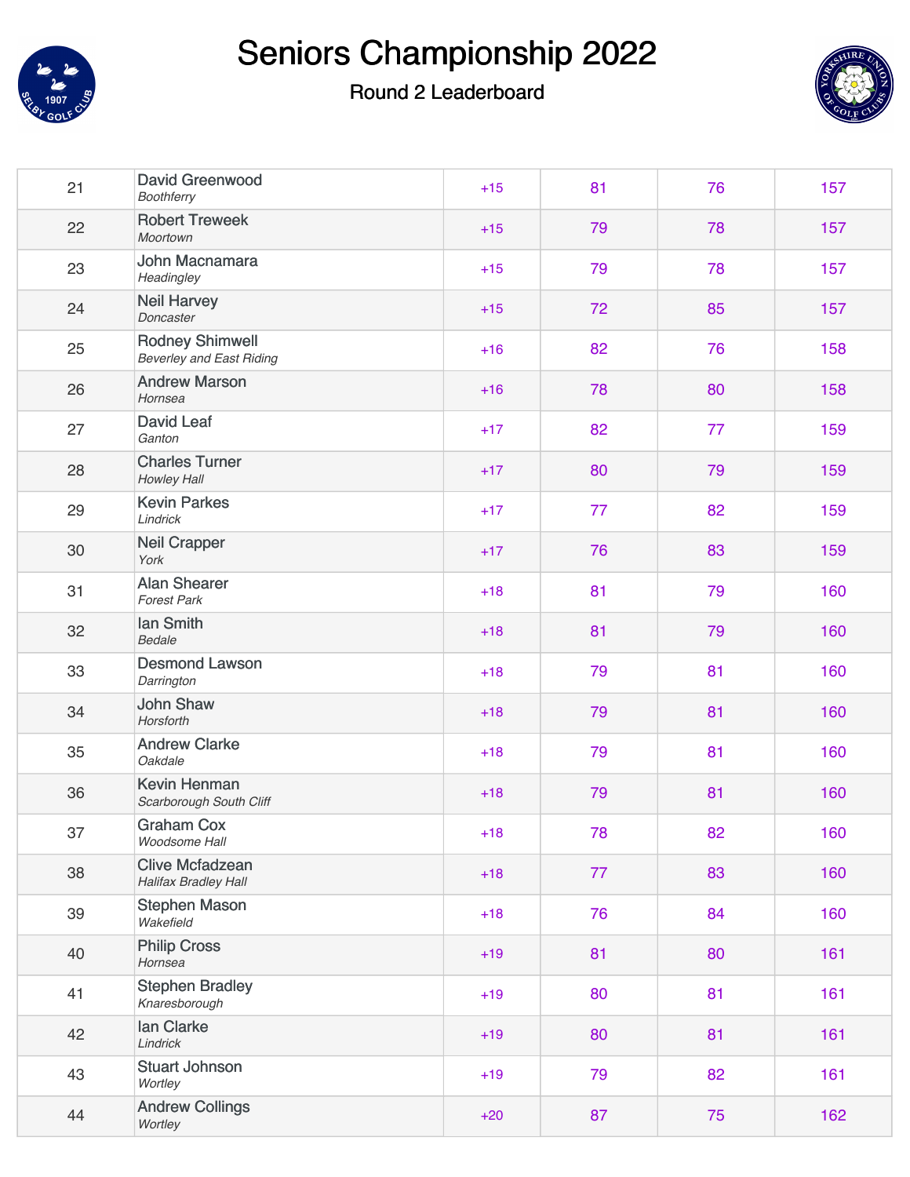# Seniors Championship 2022

## Round 2 Leaderboard

| Pos | Player | To Par | R1 | R2 | Total |
|---|---|---|---|---|---|
| 21 | David Greenwood *Boothferry* | +15 | 81 | 76 | 157 |
| 22 | Robert Treweek *Moortown* | +15 | 79 | 78 | 157 |
| 23 | John Macnamara *Headingley* | +15 | 79 | 78 | 157 |
| 24 | Neil Harvey *Doncaster* | +15 | 72 | 85 | 157 |
| 25 | Rodney Shimwell *Beverley and East Riding* | +16 | 82 | 76 | 158 |
| 26 | Andrew Marson *Hornsea* | +16 | 78 | 80 | 158 |
| 27 | David Leaf *Ganton* | +17 | 82 | 77 | 159 |
| 28 | Charles Turner *Howley Hall* | +17 | 80 | 79 | 159 |
| 29 | Kevin Parkes *Lindrick* | +17 | 77 | 82 | 159 |
| 30 | Neil Crapper *York* | +17 | 76 | 83 | 159 |
| 31 | Alan Shearer *Forest Park* | +18 | 81 | 79 | 160 |
| 32 | Ian Smith *Bedale* | +18 | 81 | 79 | 160 |
| 33 | Desmond Lawson *Darrington* | +18 | 79 | 81 | 160 |
| 34 | John Shaw *Horsforth* | +18 | 79 | 81 | 160 |
| 35 | Andrew Clarke *Oakdale* | +18 | 79 | 81 | 160 |
| 36 | Kevin Henman *Scarborough South Cliff* | +18 | 79 | 81 | 160 |
| 37 | Graham Cox *Woodsome Hall* | +18 | 78 | 82 | 160 |
| 38 | Clive Mcfadzean *Halifax Bradley Hall* | +18 | 77 | 83 | 160 |
| 39 | Stephen Mason *Wakefield* | +18 | 76 | 84 | 160 |
| 40 | Philip Cross *Hornsea* | +19 | 81 | 80 | 161 |
| 41 | Stephen Bradley *Knaresborough* | +19 | 80 | 81 | 161 |
| 42 | Ian Clarke *Lindrick* | +19 | 80 | 81 | 161 |
| 43 | Stuart Johnson *Wortley* | +19 | 79 | 82 | 161 |
| 44 | Andrew Collings *Wortley* | +20 | 87 | 75 | 162 |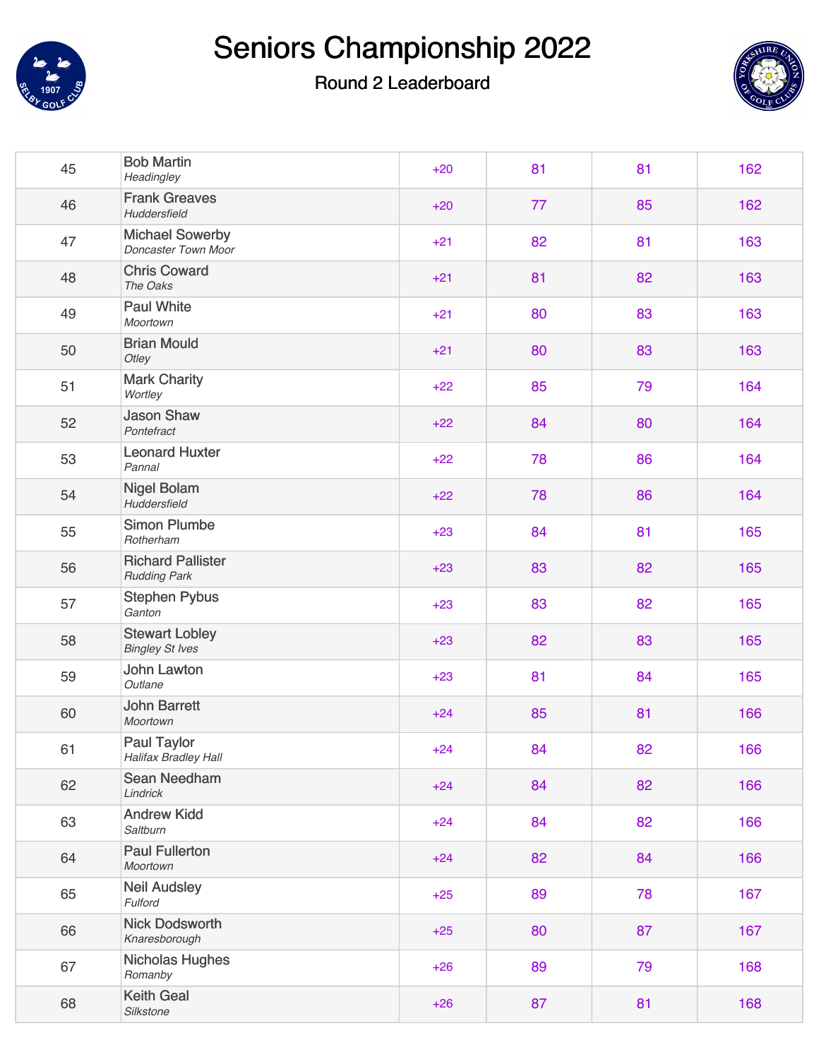# Seniors Championship 2022

## Round 2 Leaderboard

| | | | | | |
|---|---|---|---|---|---|
| 45 | Bob Martin *Headingley* | +20 | 81 | 81 | 162 |
| 46 | Frank Greaves *Huddersfield* | +20 | 77 | 85 | 162 |
| 47 | Michael Sowerby *Doncaster Town Moor* | +21 | 82 | 81 | 163 |
| 48 | Chris Coward *The Oaks* | +21 | 81 | 82 | 163 |
| 49 | Paul White *Moortown* | +21 | 80 | 83 | 163 |
| 50 | Brian Mould *Otley* | +21 | 80 | 83 | 163 |
| 51 | Mark Charity *Wortley* | +22 | 85 | 79 | 164 |
| 52 | Jason Shaw *Pontefract* | +22 | 84 | 80 | 164 |
| 53 | Leonard Huxter *Pannal* | +22 | 78 | 86 | 164 |
| 54 | Nigel Bolam *Huddersfield* | +22 | 78 | 86 | 164 |
| 55 | Simon Plumbe *Rotherham* | +23 | 84 | 81 | 165 |
| 56 | Richard Pallister *Rudding Park* | +23 | 83 | 82 | 165 |
| 57 | Stephen Pybus *Ganton* | +23 | 83 | 82 | 165 |
| 58 | Stewart Lobley *Bingley St Ives* | +23 | 82 | 83 | 165 |
| 59 | John Lawton *Outlane* | +23 | 81 | 84 | 165 |
| 60 | John Barrett *Moortown* | +24 | 85 | 81 | 166 |
| 61 | Paul Taylor *Halifax Bradley Hall* | +24 | 84 | 82 | 166 |
| 62 | Sean Needham *Lindrick* | +24 | 84 | 82 | 166 |
| 63 | Andrew Kidd *Saltburn* | +24 | 84 | 82 | 166 |
| 64 | Paul Fullerton *Moortown* | +24 | 82 | 84 | 166 |
| 65 | Neil Audsley *Fulford* | +25 | 89 | 78 | 167 |
| 66 | Nick Dodsworth *Knaresborough* | +25 | 80 | 87 | 167 |
| 67 | Nicholas Hughes *Romanby* | +26 | 89 | 79 | 168 |
| 68 | Keith Geal *Silkstone* | +26 | 87 | 81 | 168 |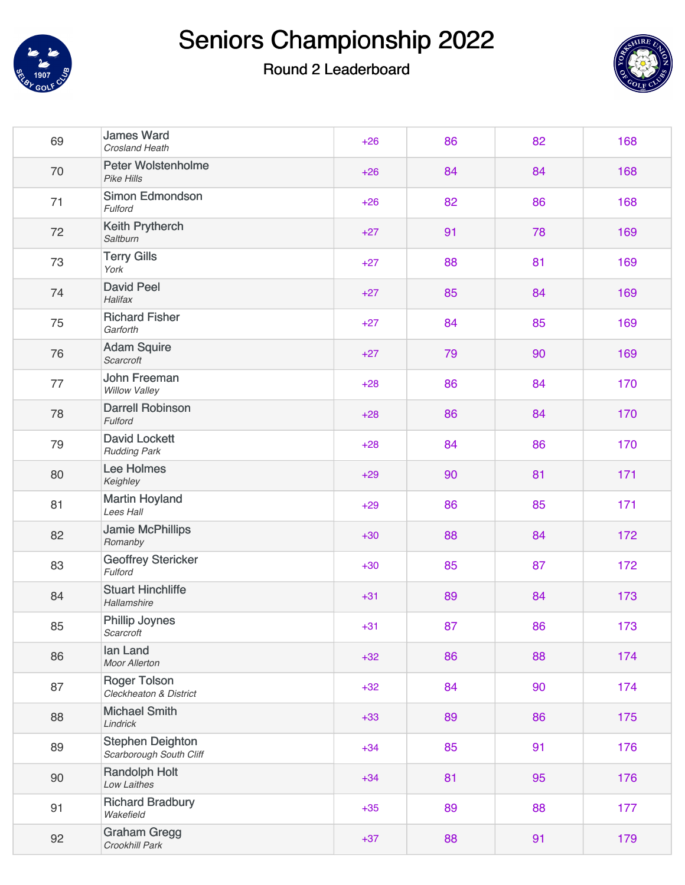# Seniors Championship 2022

## Round 2 Leaderboard

| | | | | | |
|---|---|---|---|---|---|
| 69 | James Ward *Crosland Heath* | +26 | 86 | 82 | 168 |
| 70 | Peter Wolstenholme *Pike Hills* | +26 | 84 | 84 | 168 |
| 71 | Simon Edmondson *Fulford* | +26 | 82 | 86 | 168 |
| 72 | Keith Prytherch *Saltburn* | +27 | 91 | 78 | 169 |
| 73 | Terry Gills *York* | +27 | 88 | 81 | 169 |
| 74 | David Peel *Halifax* | +27 | 85 | 84 | 169 |
| 75 | Richard Fisher *Garforth* | +27 | 84 | 85 | 169 |
| 76 | Adam Squire *Scarcroft* | +27 | 79 | 90 | 169 |
| 77 | John Freeman *Willow Valley* | +28 | 86 | 84 | 170 |
| 78 | Darrell Robinson *Fulford* | +28 | 86 | 84 | 170 |
| 79 | David Lockett *Rudding Park* | +28 | 84 | 86 | 170 |
| 80 | Lee Holmes *Keighley* | +29 | 90 | 81 | 171 |
| 81 | Martin Hoyland *Lees Hall* | +29 | 86 | 85 | 171 |
| 82 | Jamie McPhillips *Romanby* | +30 | 88 | 84 | 172 |
| 83 | Geoffrey Stericker *Fulford* | +30 | 85 | 87 | 172 |
| 84 | Stuart Hinchliffe *Hallamshire* | +31 | 89 | 84 | 173 |
| 85 | Phillip Joynes *Scarcroft* | +31 | 87 | 86 | 173 |
| 86 | Ian Land *Moor Allerton* | +32 | 86 | 88 | 174 |
| 87 | Roger Tolson *Cleckheaton & District* | +32 | 84 | 90 | 174 |
| 88 | Michael Smith *Lindrick* | +33 | 89 | 86 | 175 |
| 89 | Stephen Deighton *Scarborough South Cliff* | +34 | 85 | 91 | 176 |
| 90 | Randolph Holt *Low Laithes* | +34 | 81 | 95 | 176 |
| 91 | Richard Bradbury *Wakefield* | +35 | 89 | 88 | 177 |
| 92 | Graham Gregg *Crookhill Park* | +37 | 88 | 91 | 179 |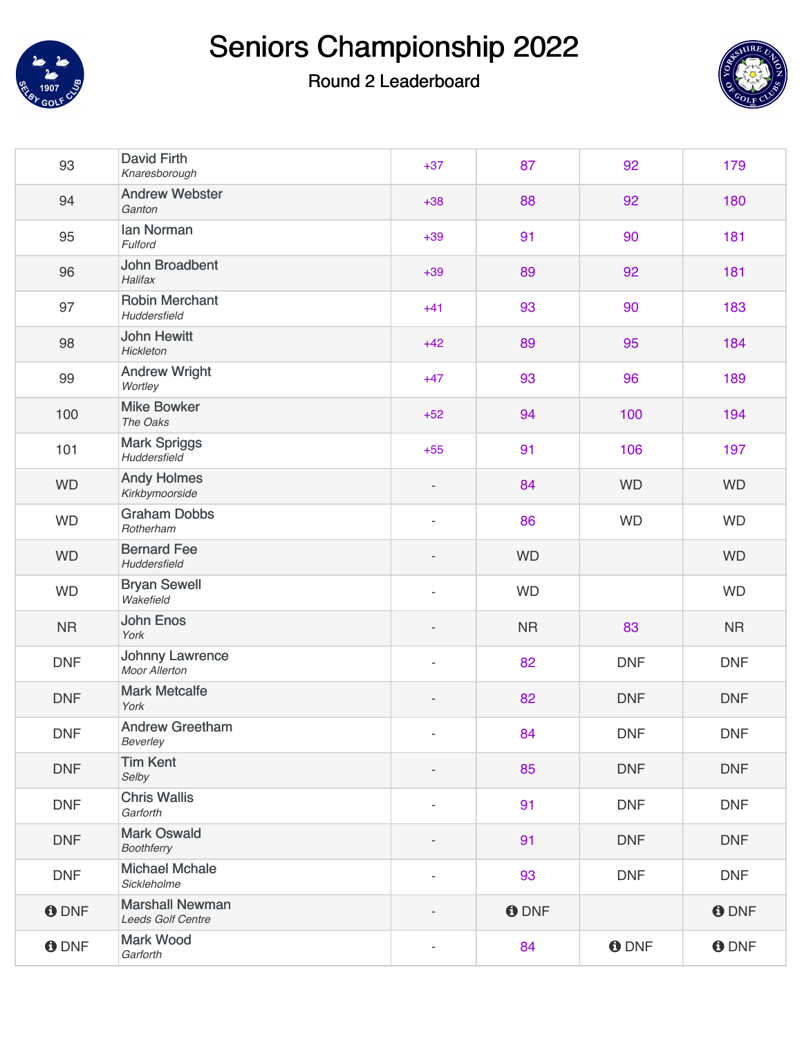# Seniors Championship 2022

## Round 2 Leaderboard

| | | | | | |
|---|---|---|---|---|---|
| 93 | David Firth<br>*Knaresborough* | +37 | 87 | 92 | 179 |
| 94 | Andrew Webster<br>*Ganton* | +38 | 88 | 92 | 180 |
| 95 | Ian Norman<br>*Fulford* | +39 | 91 | 90 | 181 |
| 96 | John Broadbent<br>*Halifax* | +39 | 89 | 92 | 181 |
| 97 | Robin Merchant<br>*Huddersfield* | +41 | 93 | 90 | 183 |
| 98 | John Hewitt<br>*Hickleton* | +42 | 89 | 95 | 184 |
| 99 | Andrew Wright<br>*Wortley* | +47 | 93 | 96 | 189 |
| 100 | Mike Bowker<br>*The Oaks* | +52 | 94 | 100 | 194 |
| 101 | Mark Spriggs<br>*Huddersfield* | +55 | 91 | 106 | 197 |
| WD | Andy Holmes<br>*Kirkbymoorside* | - | 84 | WD | WD |
| WD | Graham Dobbs<br>*Rotherham* | - | 86 | WD | WD |
| WD | Bernard Fee<br>*Huddersfield* | - | WD | | WD |
| WD | Bryan Sewell<br>*Wakefield* | - | WD | | WD |
| NR | John Enos<br>*York* | - | NR | 83 | NR |
| DNF | Johnny Lawrence<br>*Moor Allerton* | - | 82 | DNF | DNF |
| DNF | Mark Metcalfe<br>*York* | - | 82 | DNF | DNF |
| DNF | Andrew Greetham<br>*Beverley* | - | 84 | DNF | DNF |
| DNF | Tim Kent<br>*Selby* | - | 85 | DNF | DNF |
| DNF | Chris Wallis<br>*Garforth* | - | 91 | DNF | DNF |
| DNF | Mark Oswald<br>*Boothferry* | - | 91 | DNF | DNF |
| DNF | Michael Mchale<br>*Sickleholme* | - | 93 | DNF | DNF |
| DNF | Marshall Newman<br>*Leeds Golf Centre* | - | DNF | | DNF |
| DNF | Mark Wood<br>*Garforth* | - | 84 | DNF | DNF |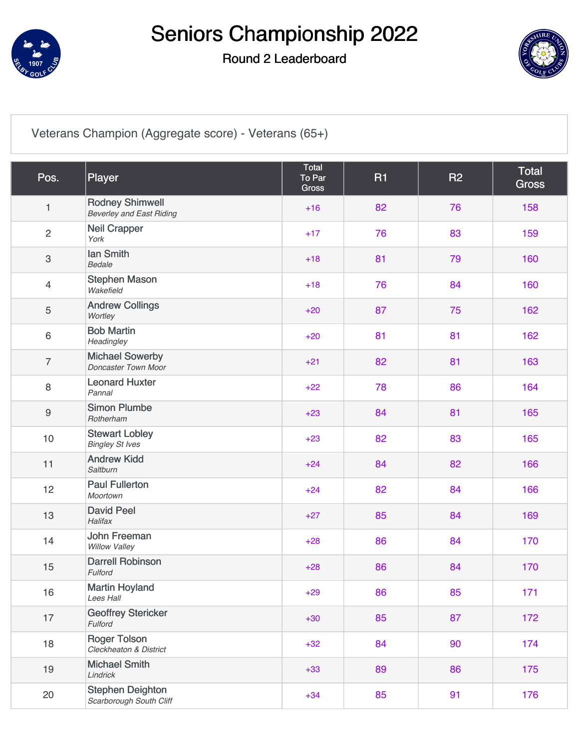# Seniors Championship 2022

## Round 2 Leaderboard

### Veterans Champion (Aggregate score) - Veterans (65+)

| Pos. | Player | Total To Par Gross | R1 | R2 | Total Gross |
|---|---|---|---|---|---|
| 1 | Rodney Shimwell<br>*Beverley and East Riding* | +16 | 82 | 76 | 158 |
| 2 | Neil Crapper<br>*York* | +17 | 76 | 83 | 159 |
| 3 | Ian Smith<br>*Bedale* | +18 | 81 | 79 | 160 |
| 4 | Stephen Mason<br>*Wakefield* | +18 | 76 | 84 | 160 |
| 5 | Andrew Collings<br>*Wortley* | +20 | 87 | 75 | 162 |
| 6 | Bob Martin<br>*Headingley* | +20 | 81 | 81 | 162 |
| 7 | Michael Sowerby<br>*Doncaster Town Moor* | +21 | 82 | 81 | 163 |
| 8 | Leonard Huxter<br>*Pannal* | +22 | 78 | 86 | 164 |
| 9 | Simon Plumbe<br>*Rotherham* | +23 | 84 | 81 | 165 |
| 10 | Stewart Lobley<br>*Bingley St Ives* | +23 | 82 | 83 | 165 |
| 11 | Andrew Kidd<br>*Saltburn* | +24 | 84 | 82 | 166 |
| 12 | Paul Fullerton<br>*Moortown* | +24 | 82 | 84 | 166 |
| 13 | David Peel<br>*Halifax* | +27 | 85 | 84 | 169 |
| 14 | John Freeman<br>*Willow Valley* | +28 | 86 | 84 | 170 |
| 15 | Darrell Robinson<br>*Fulford* | +28 | 86 | 84 | 170 |
| 16 | Martin Hoyland<br>*Lees Hall* | +29 | 86 | 85 | 171 |
| 17 | Geoffrey Stericker<br>*Fulford* | +30 | 85 | 87 | 172 |
| 18 | Roger Tolson<br>*Cleckheaton & District* | +32 | 84 | 90 | 174 |
| 19 | Michael Smith<br>*Lindrick* | +33 | 89 | 86 | 175 |
| 20 | Stephen Deighton<br>*Scarborough South Cliff* | +34 | 85 | 91 | 176 |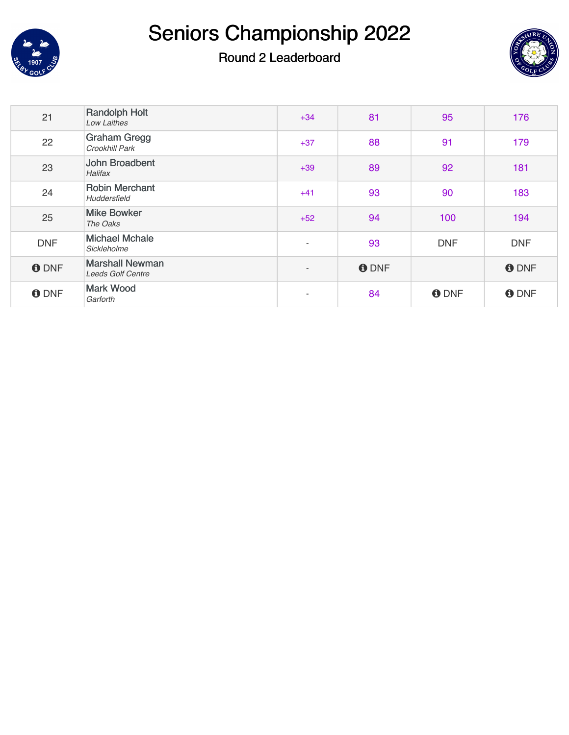# Seniors Championship 2022

## Round 2 Leaderboard

| | | | | | |
|---|---|---|---|---|---|
| 21 | Randolph Holt *Low Laithes* | +34 | 81 | 95 | 176 |
| 22 | Graham Gregg *Crookhill Park* | +37 | 88 | 91 | 179 |
| 23 | John Broadbent *Halifax* | +39 | 89 | 92 | 181 |
| 24 | Robin Merchant *Huddersfield* | +41 | 93 | 90 | 183 |
| 25 | Mike Bowker *The Oaks* | +52 | 94 | 100 | 194 |
| DNF | Michael Mchale *Sickleholme* | - | 93 | DNF | DNF |
| DNF | Marshall Newman *Leeds Golf Centre* | - | DNF | | DNF |
| DNF | Mark Wood *Garforth* | - | 84 | DNF | DNF |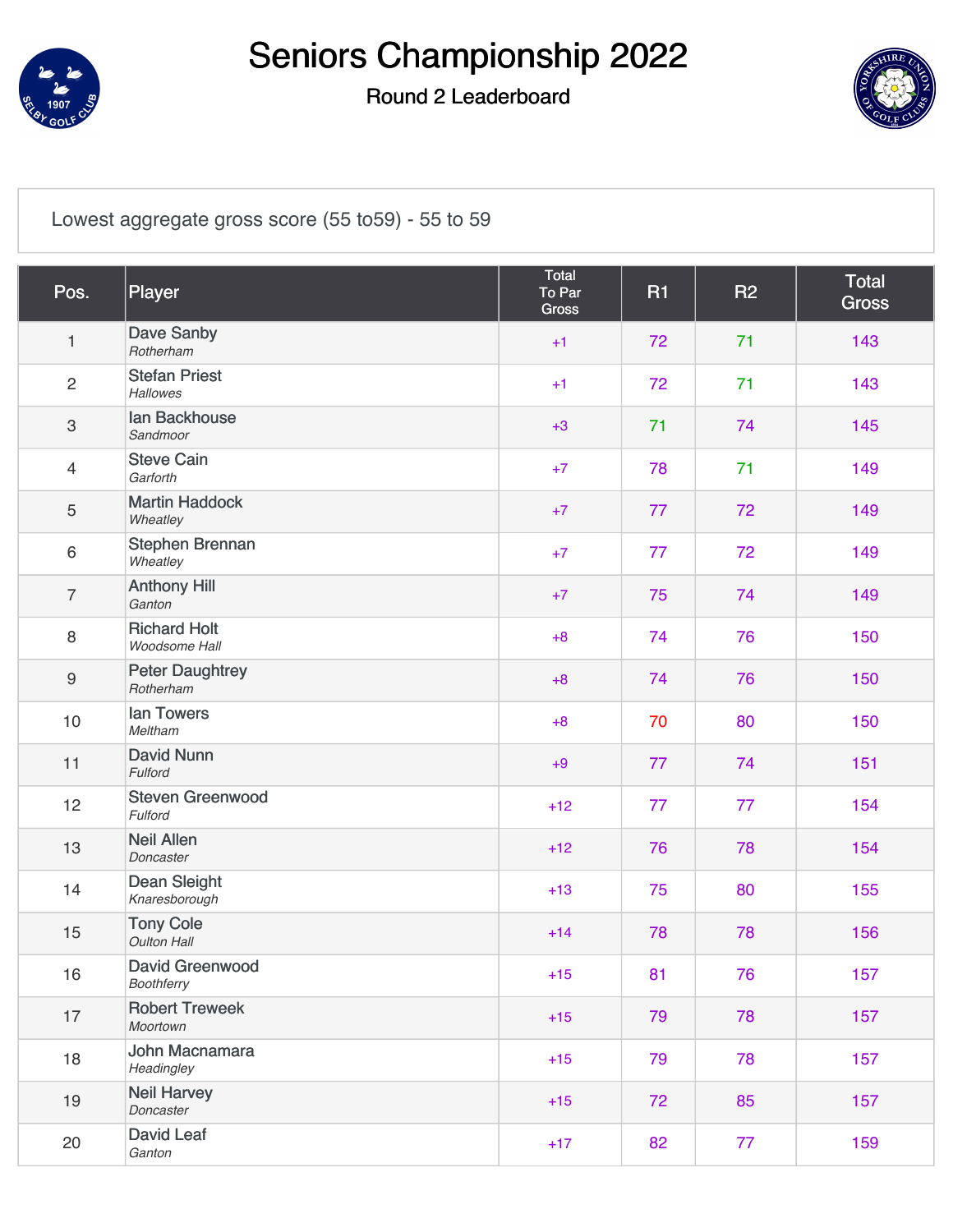# Seniors Championship 2022

## Round 2 Leaderboard

Lowest aggregate gross score (55 to59) - 55 to 59

| Pos. | Player | Total To Par Gross | R1 | R2 | Total Gross |
|---|---|---|---|---|---|
| 1 | Dave Sanby *Rotherham* | +1 | 72 | 71 | 143 |
| 2 | Stefan Priest *Hallowes* | +1 | 72 | 71 | 143 |
| 3 | Ian Backhouse *Sandmoor* | +3 | 71 | 74 | 145 |
| 4 | Steve Cain *Garforth* | +7 | 78 | 71 | 149 |
| 5 | Martin Haddock *Wheatley* | +7 | 77 | 72 | 149 |
| 6 | Stephen Brennan *Wheatley* | +7 | 77 | 72 | 149 |
| 7 | Anthony Hill *Ganton* | +7 | 75 | 74 | 149 |
| 8 | Richard Holt *Woodsome Hall* | +8 | 74 | 76 | 150 |
| 9 | Peter Daughtrey *Rotherham* | +8 | 74 | 76 | 150 |
| 10 | Ian Towers *Meltham* | +8 | 70 | 80 | 150 |
| 11 | David Nunn *Fulford* | +9 | 77 | 74 | 151 |
| 12 | Steven Greenwood *Fulford* | +12 | 77 | 77 | 154 |
| 13 | Neil Allen *Doncaster* | +12 | 76 | 78 | 154 |
| 14 | Dean Sleight *Knaresborough* | +13 | 75 | 80 | 155 |
| 15 | Tony Cole *Oulton Hall* | +14 | 78 | 78 | 156 |
| 16 | David Greenwood *Boothferry* | +15 | 81 | 76 | 157 |
| 17 | Robert Treweek *Moortown* | +15 | 79 | 78 | 157 |
| 18 | John Macnamara *Headingley* | +15 | 79 | 78 | 157 |
| 19 | Neil Harvey *Doncaster* | +15 | 72 | 85 | 157 |
| 20 | David Leaf *Ganton* | +17 | 82 | 77 | 159 |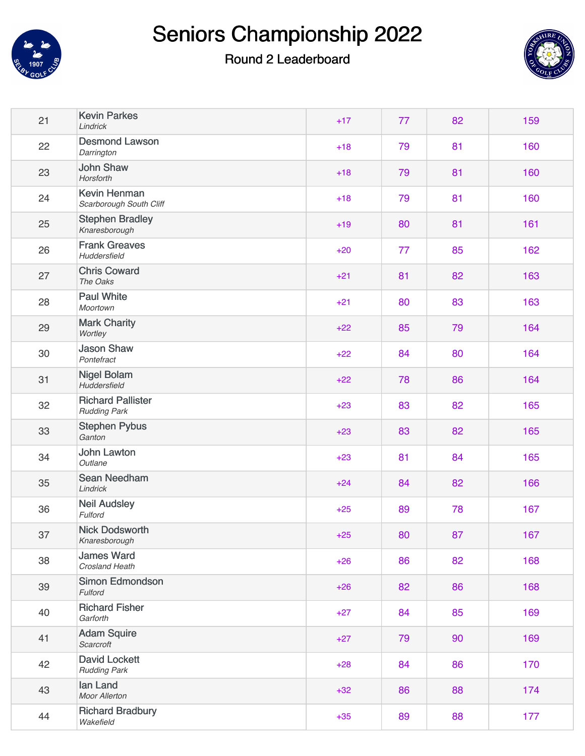# Seniors Championship 2022

## Round 2 Leaderboard

| | | | | | |
|---|---|---|---|---|---|
| 21 | Kevin Parkes *Lindrick* | +17 | 77 | 82 | 159 |
| 22 | Desmond Lawson *Darrington* | +18 | 79 | 81 | 160 |
| 23 | John Shaw *Horsforth* | +18 | 79 | 81 | 160 |
| 24 | Kevin Henman *Scarborough South Cliff* | +18 | 79 | 81 | 160 |
| 25 | Stephen Bradley *Knaresborough* | +19 | 80 | 81 | 161 |
| 26 | Frank Greaves *Huddersfield* | +20 | 77 | 85 | 162 |
| 27 | Chris Coward *The Oaks* | +21 | 81 | 82 | 163 |
| 28 | Paul White *Moortown* | +21 | 80 | 83 | 163 |
| 29 | Mark Charity *Wortley* | +22 | 85 | 79 | 164 |
| 30 | Jason Shaw *Pontefract* | +22 | 84 | 80 | 164 |
| 31 | Nigel Bolam *Huddersfield* | +22 | 78 | 86 | 164 |
| 32 | Richard Pallister *Rudding Park* | +23 | 83 | 82 | 165 |
| 33 | Stephen Pybus *Ganton* | +23 | 83 | 82 | 165 |
| 34 | John Lawton *Outlane* | +23 | 81 | 84 | 165 |
| 35 | Sean Needham *Lindrick* | +24 | 84 | 82 | 166 |
| 36 | Neil Audsley *Fulford* | +25 | 89 | 78 | 167 |
| 37 | Nick Dodsworth *Knaresborough* | +25 | 80 | 87 | 167 |
| 38 | James Ward *Crosland Heath* | +26 | 86 | 82 | 168 |
| 39 | Simon Edmondson *Fulford* | +26 | 82 | 86 | 168 |
| 40 | Richard Fisher *Garforth* | +27 | 84 | 85 | 169 |
| 41 | Adam Squire *Scarcroft* | +27 | 79 | 90 | 169 |
| 42 | David Lockett *Rudding Park* | +28 | 84 | 86 | 170 |
| 43 | Ian Land *Moor Allerton* | +32 | 86 | 88 | 174 |
| 44 | Richard Bradbury *Wakefield* | +35 | 89 | 88 | 177 |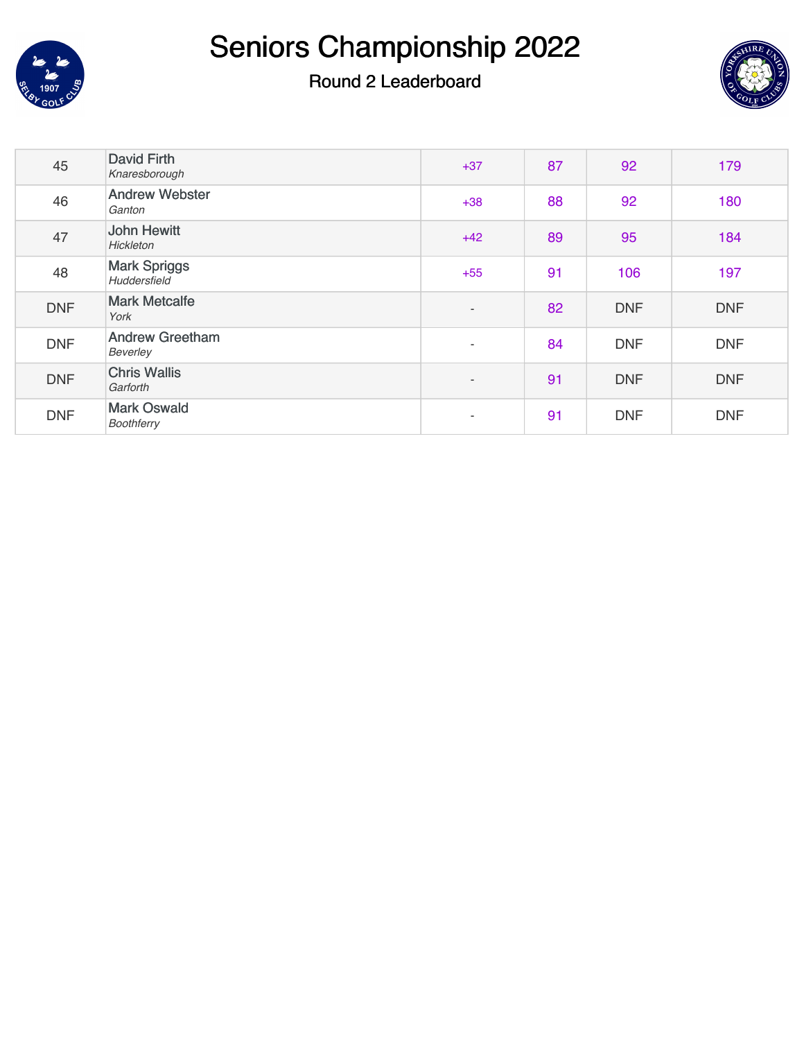# Seniors Championship 2022

## Round 2 Leaderboard

| | | | | | |
|---|---|---|---|---|---|
| 45 | David Firth *Knaresborough* | +37 | 87 | 92 | 179 |
| 46 | Andrew Webster *Ganton* | +38 | 88 | 92 | 180 |
| 47 | John Hewitt *Hickleton* | +42 | 89 | 95 | 184 |
| 48 | Mark Spriggs *Huddersfield* | +55 | 91 | 106 | 197 |
| DNF | Mark Metcalfe *York* | - | 82 | DNF | DNF |
| DNF | Andrew Greetham *Beverley* | - | 84 | DNF | DNF |
| DNF | Chris Wallis *Garforth* | - | 91 | DNF | DNF |
| DNF | Mark Oswald *Boothferry* | - | 91 | DNF | DNF |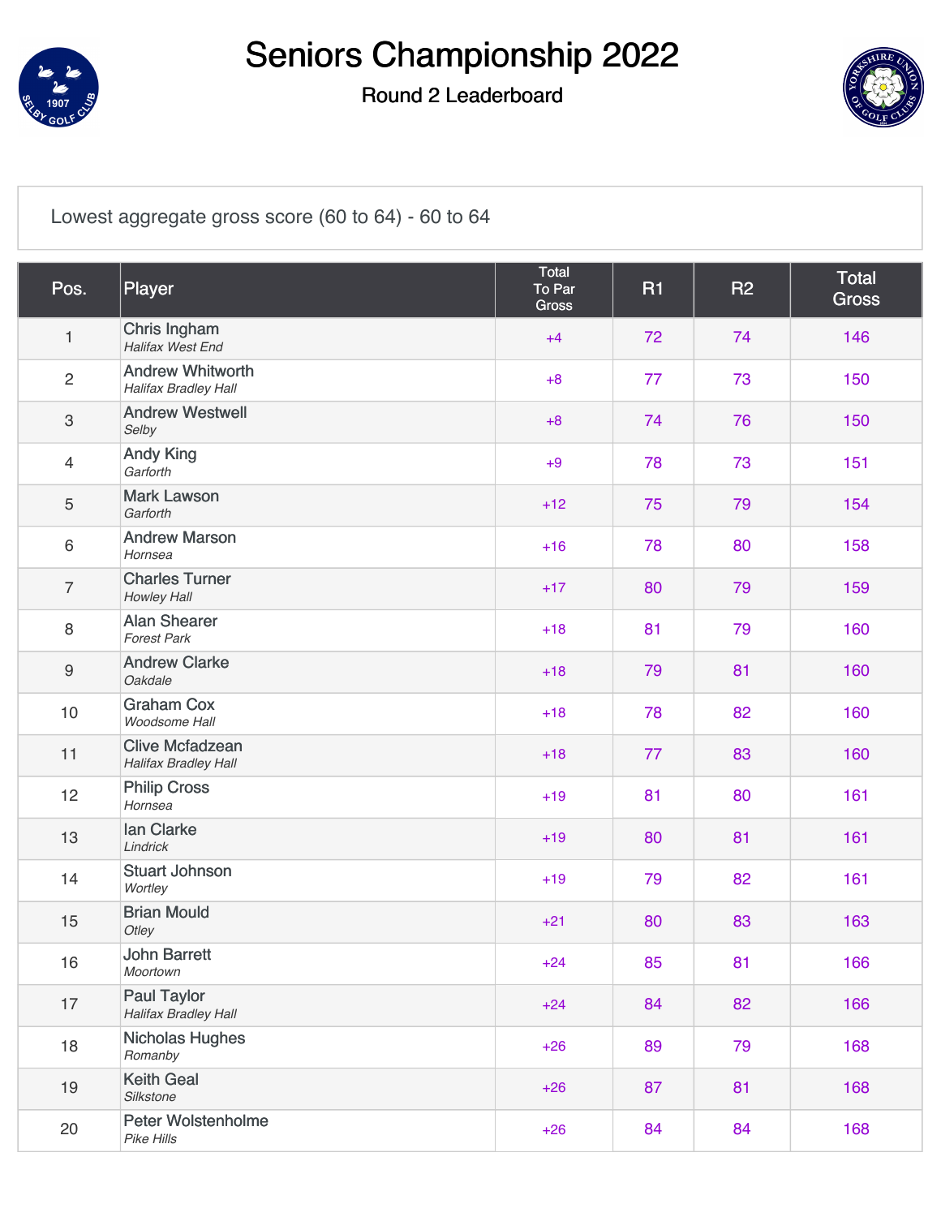# Seniors Championship 2022

## Round 2 Leaderboard

Lowest aggregate gross score (60 to 64) - 60 to 64

| Pos. | Player | Total To Par Gross | R1 | R2 | Total Gross |
|---|---|---|---|---|---|
| 1 | Chris Ingham<br>*Halifax West End* | +4 | 72 | 74 | 146 |
| 2 | Andrew Whitworth<br>*Halifax Bradley Hall* | +8 | 77 | 73 | 150 |
| 3 | Andrew Westwell<br>*Selby* | +8 | 74 | 76 | 150 |
| 4 | Andy King<br>*Garforth* | +9 | 78 | 73 | 151 |
| 5 | Mark Lawson<br>*Garforth* | +12 | 75 | 79 | 154 |
| 6 | Andrew Marson<br>*Hornsea* | +16 | 78 | 80 | 158 |
| 7 | Charles Turner<br>*Howley Hall* | +17 | 80 | 79 | 159 |
| 8 | Alan Shearer<br>*Forest Park* | +18 | 81 | 79 | 160 |
| 9 | Andrew Clarke<br>*Oakdale* | +18 | 79 | 81 | 160 |
| 10 | Graham Cox<br>*Woodsome Hall* | +18 | 78 | 82 | 160 |
| 11 | Clive Mcfadzean<br>*Halifax Bradley Hall* | +18 | 77 | 83 | 160 |
| 12 | Philip Cross<br>*Hornsea* | +19 | 81 | 80 | 161 |
| 13 | Ian Clarke<br>*Lindrick* | +19 | 80 | 81 | 161 |
| 14 | Stuart Johnson<br>*Wortley* | +19 | 79 | 82 | 161 |
| 15 | Brian Mould<br>*Otley* | +21 | 80 | 83 | 163 |
| 16 | John Barrett<br>*Moortown* | +24 | 85 | 81 | 166 |
| 17 | Paul Taylor<br>*Halifax Bradley Hall* | +24 | 84 | 82 | 166 |
| 18 | Nicholas Hughes<br>*Romanby* | +26 | 89 | 79 | 168 |
| 19 | Keith Geal<br>*Silkstone* | +26 | 87 | 81 | 168 |
| 20 | Peter Wolstenholme<br>*Pike Hills* | +26 | 84 | 84 | 168 |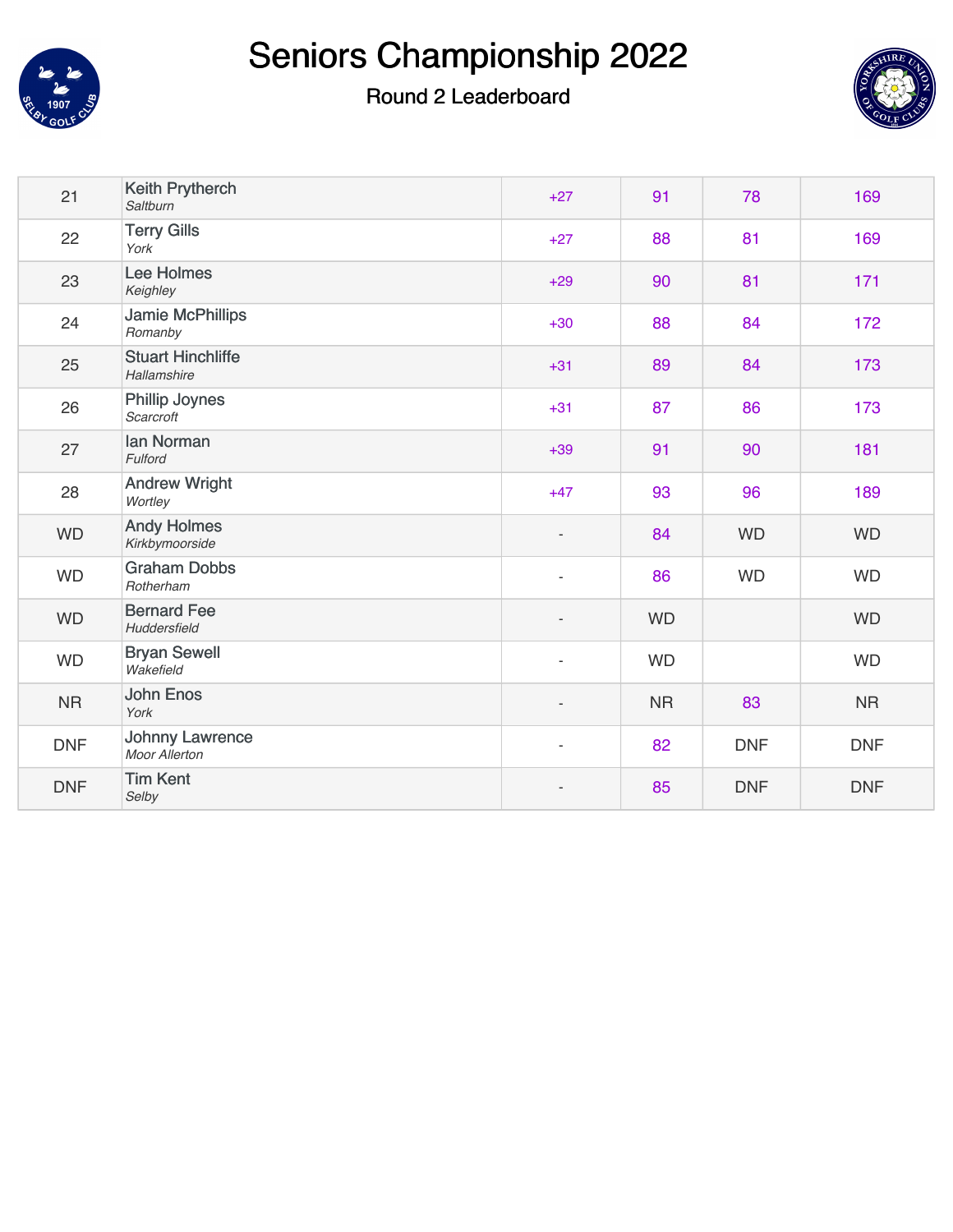# Seniors Championship 2022

## Round 2 Leaderboard

| | | | | | |
|---|---|---|---|---|---|
| 21 | Keith Prytherch *Saltburn* | +27 | 91 | 78 | 169 |
| 22 | Terry Gills *York* | +27 | 88 | 81 | 169 |
| 23 | Lee Holmes *Keighley* | +29 | 90 | 81 | 171 |
| 24 | Jamie McPhillips *Romanby* | +30 | 88 | 84 | 172 |
| 25 | Stuart Hinchliffe *Hallamshire* | +31 | 89 | 84 | 173 |
| 26 | Phillip Joynes *Scarcroft* | +31 | 87 | 86 | 173 |
| 27 | Ian Norman *Fulford* | +39 | 91 | 90 | 181 |
| 28 | Andrew Wright *Wortley* | +47 | 93 | 96 | 189 |
| WD | Andy Holmes *Kirkbymoorside* | - | 84 | WD | WD |
| WD | Graham Dobbs *Rotherham* | - | 86 | WD | WD |
| WD | Bernard Fee *Huddersfield* | - | WD | | WD |
| WD | Bryan Sewell *Wakefield* | - | WD | | WD |
| NR | John Enos *York* | - | NR | 83 | NR |
| DNF | Johnny Lawrence *Moor Allerton* | - | 82 | DNF | DNF |
| DNF | Tim Kent *Selby* | - | 85 | DNF | DNF |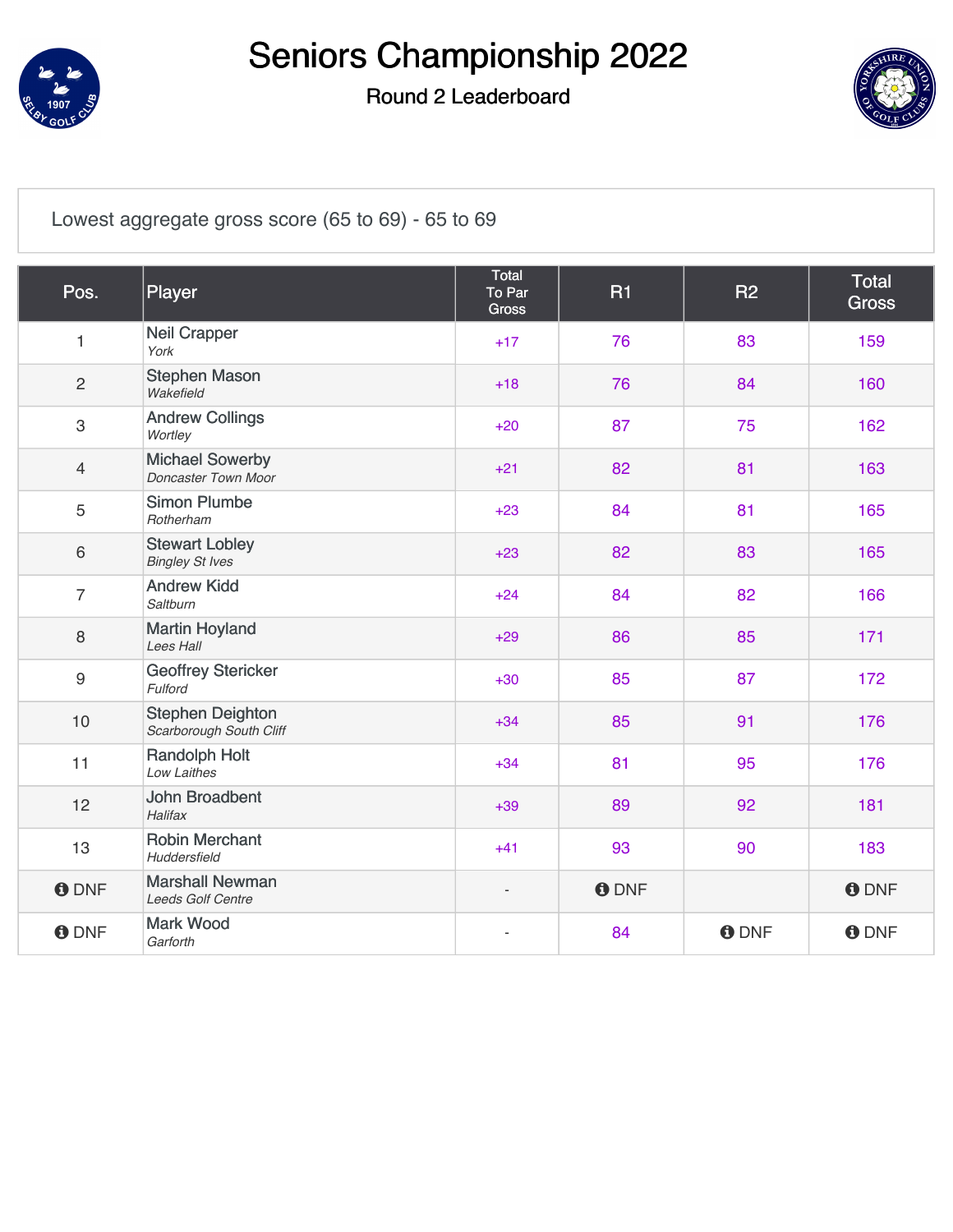# Seniors Championship 2022

## Round 2 Leaderboard

Lowest aggregate gross score (65 to 69) - 65 to 69

| Pos. | Player | Total To Par Gross | R1 | R2 | Total Gross |
|---|---|---|---|---|---|
| 1 | Neil Crapper *York* | +17 | 76 | 83 | 159 |
| 2 | Stephen Mason *Wakefield* | +18 | 76 | 84 | 160 |
| 3 | Andrew Collings *Wortley* | +20 | 87 | 75 | 162 |
| 4 | Michael Sowerby *Doncaster Town Moor* | +21 | 82 | 81 | 163 |
| 5 | Simon Plumbe *Rotherham* | +23 | 84 | 81 | 165 |
| 6 | Stewart Lobley *Bingley St Ives* | +23 | 82 | 83 | 165 |
| 7 | Andrew Kidd *Saltburn* | +24 | 84 | 82 | 166 |
| 8 | Martin Hoyland *Lees Hall* | +29 | 86 | 85 | 171 |
| 9 | Geoffrey Stericker *Fulford* | +30 | 85 | 87 | 172 |
| 10 | Stephen Deighton *Scarborough South Cliff* | +34 | 85 | 91 | 176 |
| 11 | Randolph Holt *Low Laithes* | +34 | 81 | 95 | 176 |
| 12 | John Broadbent *Halifax* | +39 | 89 | 92 | 181 |
| 13 | Robin Merchant *Huddersfield* | +41 | 93 | 90 | 183 |
| DNF | Marshall Newman *Leeds Golf Centre* | - | DNF | | DNF |
| DNF | Mark Wood *Garforth* | - | 84 | DNF | DNF |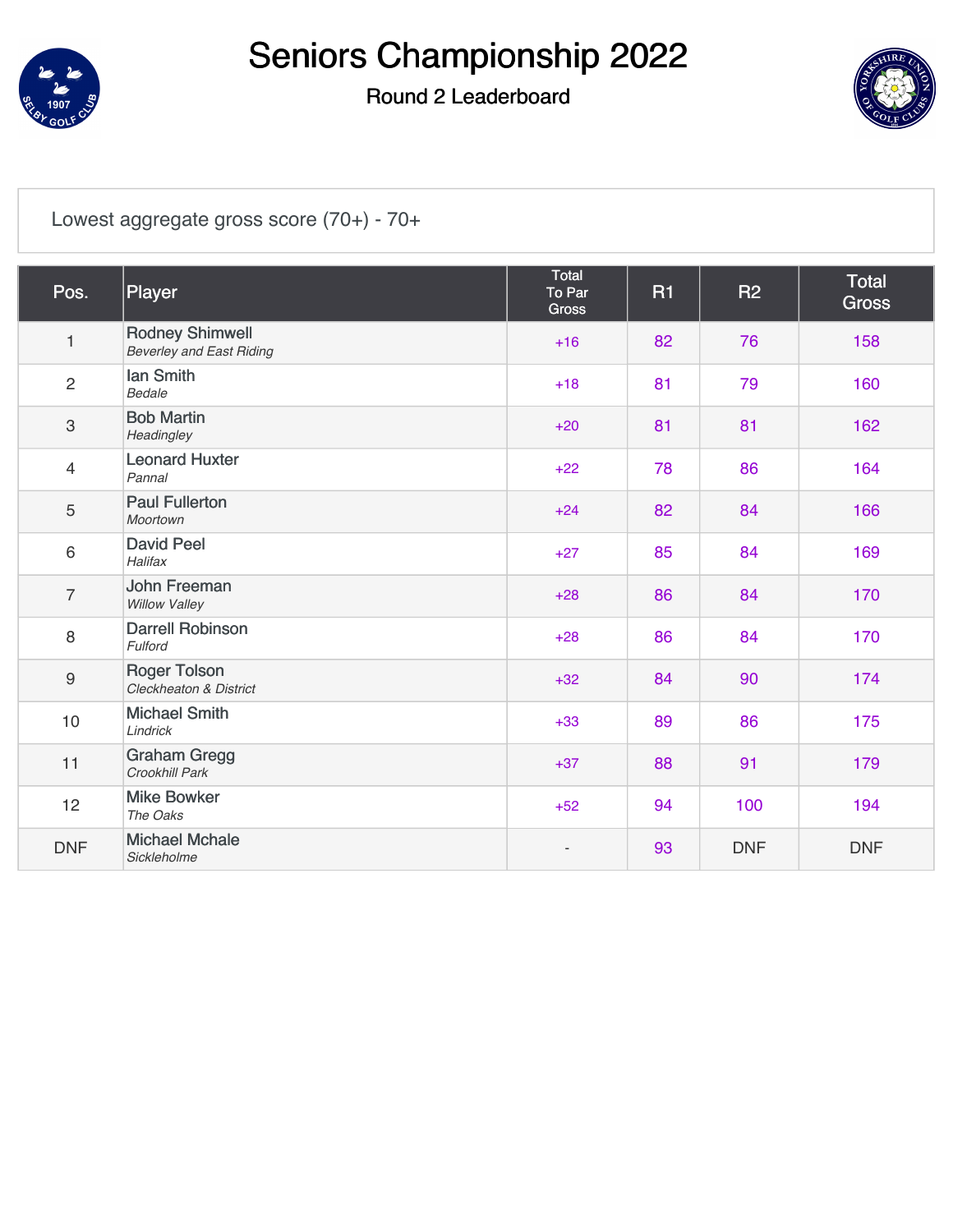# Seniors Championship 2022

## Round 2 Leaderboard

Lowest aggregate gross score (70+) - 70+

| Pos. | Player | Total To Par Gross | R1 | R2 | Total Gross |
|---|---|---|---|---|---|
| 1 | Rodney Shimwell *Beverley and East Riding* | +16 | 82 | 76 | 158 |
| 2 | Ian Smith *Bedale* | +18 | 81 | 79 | 160 |
| 3 | Bob Martin *Headingley* | +20 | 81 | 81 | 162 |
| 4 | Leonard Huxter *Pannal* | +22 | 78 | 86 | 164 |
| 5 | Paul Fullerton *Moortown* | +24 | 82 | 84 | 166 |
| 6 | David Peel *Halifax* | +27 | 85 | 84 | 169 |
| 7 | John Freeman *Willow Valley* | +28 | 86 | 84 | 170 |
| 8 | Darrell Robinson *Fulford* | +28 | 86 | 84 | 170 |
| 9 | Roger Tolson *Cleckheaton & District* | +32 | 84 | 90 | 174 |
| 10 | Michael Smith *Lindrick* | +33 | 89 | 86 | 175 |
| 11 | Graham Gregg *Crookhill Park* | +37 | 88 | 91 | 179 |
| 12 | Mike Bowker *The Oaks* | +52 | 94 | 100 | 194 |
| DNF | Michael Mchale *Sickleholme* | - | 93 | DNF | DNF |